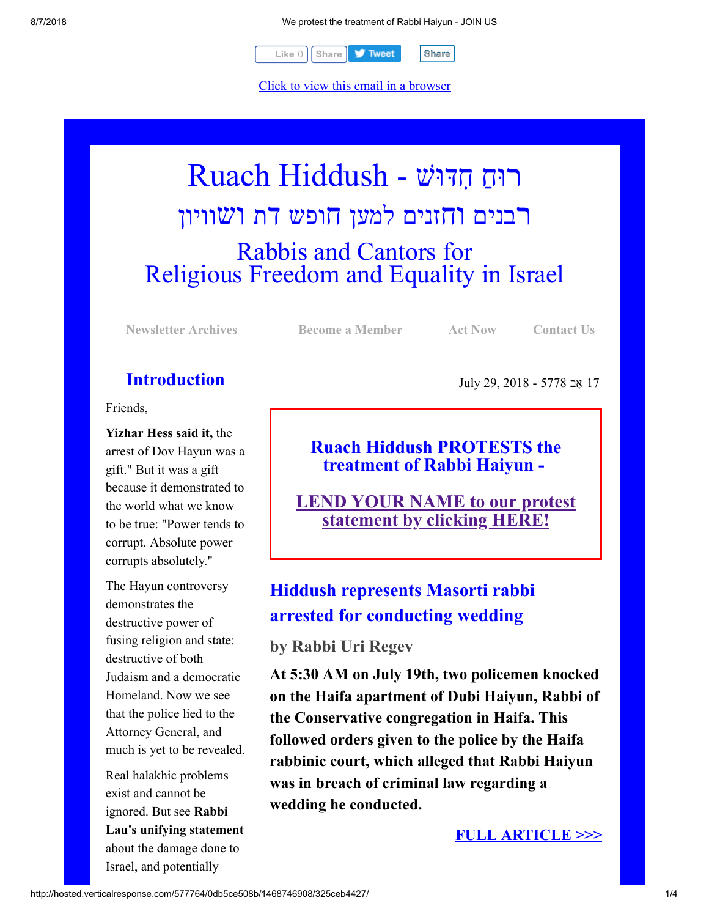Like 0 | Share | Tweet | Share

Click to view this email in a browser

# Ruach Hiddush - רוּחַ חִדּוּשׁ

## רבנים וחזנים למען חופש דת ושוויון

## Rabbis and Cantors for Religious Freedom and Equality in Israel

Newsletter Archives | Become a Member | Act Now | Contact Us

## Introduction

July 29, 2018 - 5778 אָב 17

Friends,

**Yizhar Hess said it,** the arrest of Dov Hayun was a gift." But it was a gift because it demonstrated to the world what we know to be true: "Power tends to corrupt. Absolute power corrupts absolutely."

The Hayun controversy demonstrates the destructive power of fusing religion and state: destructive of both Judaism and a democratic Homeland. Now we see that the police lied to the Attorney General, and much is yet to be revealed.

Real halakhic problems exist and cannot be ignored. But see **Rabbi Lau's unifying statement** about the damage done to Israel, and potentially

**Ruach Hiddush PROTESTS the treatment of Rabbi Haiyun -**

**LEND YOUR NAME to our protest statement by clicking HERE!**

## Hiddush represents Masorti rabbi arrested for conducting wedding

### by Rabbi Uri Regev

**At 5:30 AM on July 19th, two policemen knocked on the Haifa apartment of Dubi Haiyun, Rabbi of the Conservative congregation in Haifa. This followed orders given to the police by the Haifa rabbinic court, which alleged that Rabbi Haiyun was in breach of criminal law regarding a wedding he conducted.**

**FULL ARTICLE >>>**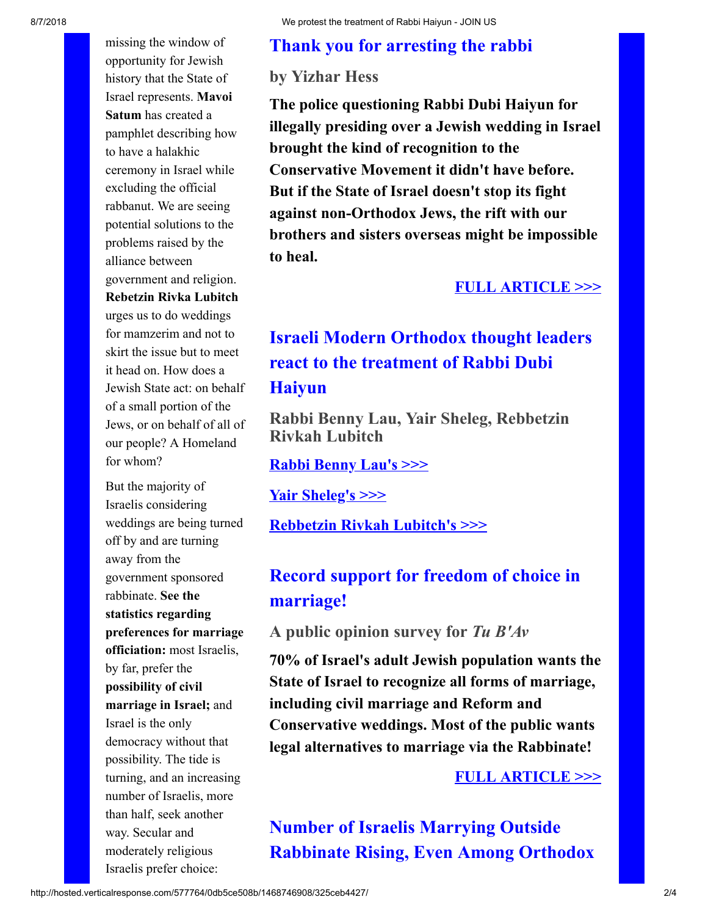missing the window of opportunity for Jewish history that the State of Israel represents. **Mavoi Satum** has created a pamphlet describing how to have a halakhic ceremony in Israel while excluding the official rabbanut. We are seeing potential solutions to the problems raised by the alliance between government and religion. **Rebetzin Rivka Lubitch** urges us to do weddings for mamzerim and not to skirt the issue but to meet it head on. How does a Jewish State act: on behalf of a small portion of the Jews, or on behalf of all of our people? A Homeland for whom?

But the majority of Israelis considering weddings are being turned off by and are turning away from the government sponsored rabbinate. **See the statistics regarding preferences for marriage officiation:** most Israelis, by far, prefer the **possibility of civil marriage in Israel;** and Israel is the only democracy without that possibility. The tide is turning, and an increasing number of Israelis, more than half, seek another way. Secular and moderately religious Israelis prefer choice:

## Thank you for arresting the rabbi

### by Yizhar Hess

**The police questioning Rabbi Dubi Haiyun for illegally presiding over a Jewish wedding in Israel brought the kind of recognition to the Conservative Movement it didn't have before. But if the State of Israel doesn't stop its fight against non-Orthodox Jews, the rift with our brothers and sisters overseas might be impossible to heal.**

**FULL ARTICLE >>>**

## Israeli Modern Orthodox thought leaders react to the treatment of Rabbi Dubi Haiyun

### Rabbi Benny Lau, Yair Sheleg, Rebbetzin Rivkah Lubitch

**Rabbi Benny Lau's >>>**

**Yair Sheleg's >>>**

**Rebbetzin Rivkah Lubitch's >>>**

## Record support for freedom of choice in marriage!

### A public opinion survey for *Tu B'Av*

**70% of Israel's adult Jewish population wants the State of Israel to recognize all forms of marriage, including civil marriage and Reform and Conservative weddings. Most of the public wants legal alternatives to marriage via the Rabbinate!**

**FULL ARTICLE >>>**

## Number of Israelis Marrying Outside Rabbinate Rising, Even Among Orthodox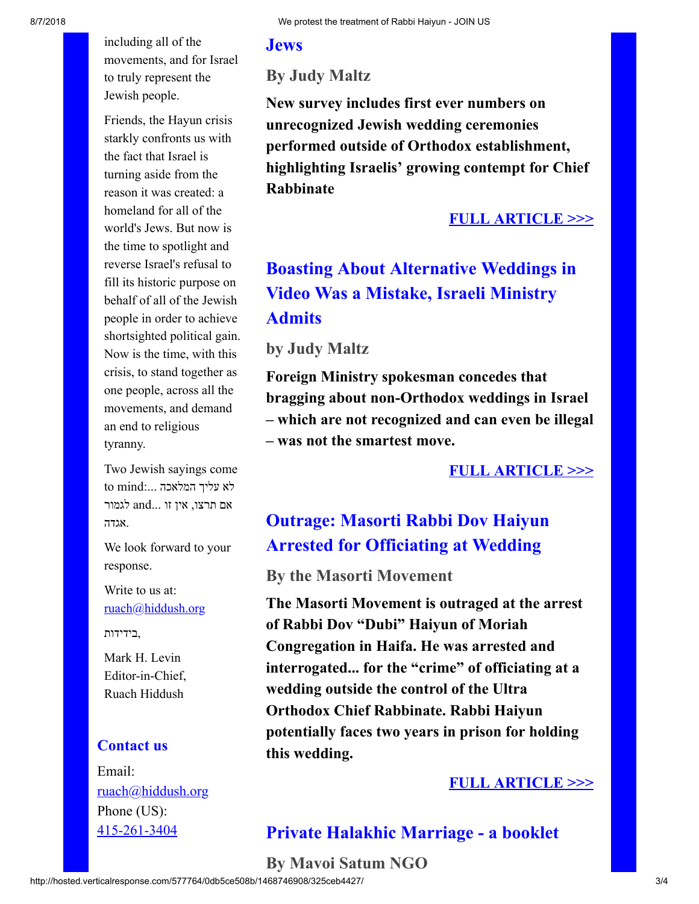including all of the movements, and for Israel to truly represent the Jewish people.

Friends, the Hayun crisis starkly confronts us with the fact that Israel is turning aside from the reason it was created: a homeland for all of the world's Jews. But now is the time to spotlight and reverse Israel's refusal to fill its historic purpose on behalf of all of the Jewish people in order to achieve shortsighted political gain. Now is the time, with this crisis, to stand together as one people, across all the movements, and demand an end to religious tyranny.

Two Jewish sayings come to mind:... לא עליך המלאכה לגמור and... אם תרצו, אין זו אגדה.

We look forward to your response.

Write to us at: ruach@hiddush.org

בידידות,

Mark H. Levin
Editor-in-Chief,
Ruach Hiddush

## Contact us

Email: ruach@hiddush.org
Phone (US): 415-261-3404

## Jews

### By Judy Maltz

**New survey includes first ever numbers on unrecognized Jewish wedding ceremonies performed outside of Orthodox establishment, highlighting Israelis' growing contempt for Chief Rabbinate**

FULL ARTICLE >>>

## Boasting About Alternative Weddings in Video Was a Mistake, Israeli Ministry Admits

### by Judy Maltz

**Foreign Ministry spokesman concedes that bragging about non-Orthodox weddings in Israel – which are not recognized and can even be illegal – was not the smartest move.**

FULL ARTICLE >>>

## Outrage: Masorti Rabbi Dov Haiyun Arrested for Officiating at Wedding

### By the Masorti Movement

**The Masorti Movement is outraged at the arrest of Rabbi Dov "Dubi" Haiyun of Moriah Congregation in Haifa. He was arrested and interrogated... for the "crime" of officiating at a wedding outside the control of the Ultra Orthodox Chief Rabbinate. Rabbi Haiyun potentially faces two years in prison for holding this wedding.**

FULL ARTICLE >>>

## Private Halakhic Marriage - a booklet

### By Mavoi Satum NGO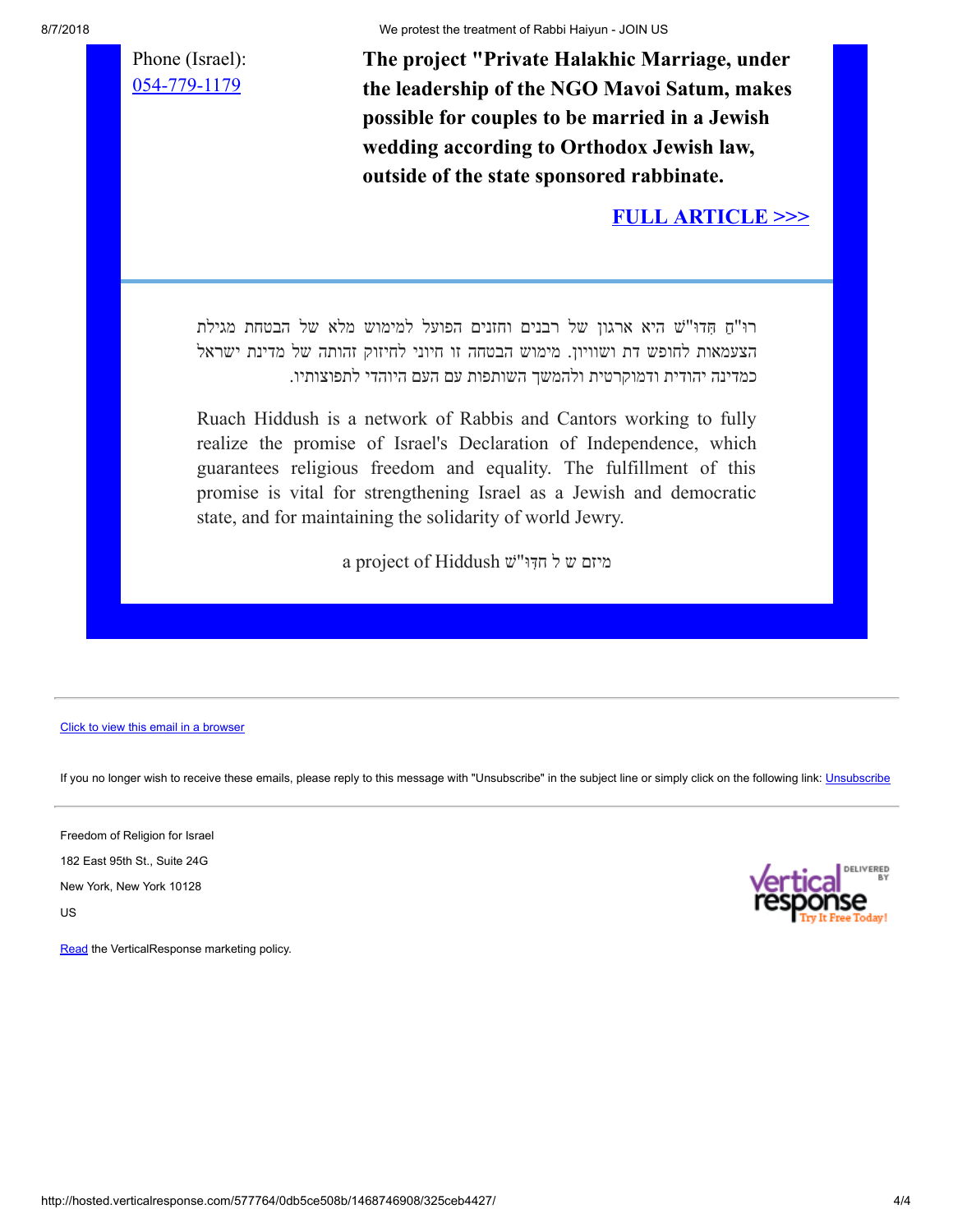Phone (Israel): [054-779-1179](#)

**The project "Private Halakhic Marriage, under the leadership of the NGO Mavoi Satum, makes possible for couples to be married in a Jewish wedding according to Orthodox Jewish law, outside of the state sponsored rabbinate.**

**[FULL ARTICLE >>>](#)**

---

רו"חַ חִדּו"ש היא ארגון של רבנים וחזנים הפועל למימוש מלא של הבטחת מגילת העצמאות לחופש דת ושוויון. מימוש הבטחה זו חיוני לחיזוק זהותה של מדינת ישראל כמדינה יהודית ודמוקרטית ולהמשך השותפות עם העם היהודי לתפוצותיו.

Ruach Hiddush is a network of Rabbis and Cantors working to fully realize the promise of Israel's Declaration of Independence, which guarantees religious freedom and equality. The fulfillment of this promise is vital for strengthening Israel as a Jewish and democratic state, and for maintaining the solidarity of world Jewry.

a project of Hiddush מיזם של חִדּו"ש

---

[Click to view this email in a browser](#)

If you no longer wish to receive these emails, please reply to this message with "Unsubscribe" in the subject line or simply click on the following link: [Unsubscribe](#)

---

Freedom of Religion for Israel

182 East 95th St., Suite 24G

New York, New York 10128

US

[Read](#) the VerticalResponse marketing policy.

Vertical response DELIVERED BY Try It Free Today!